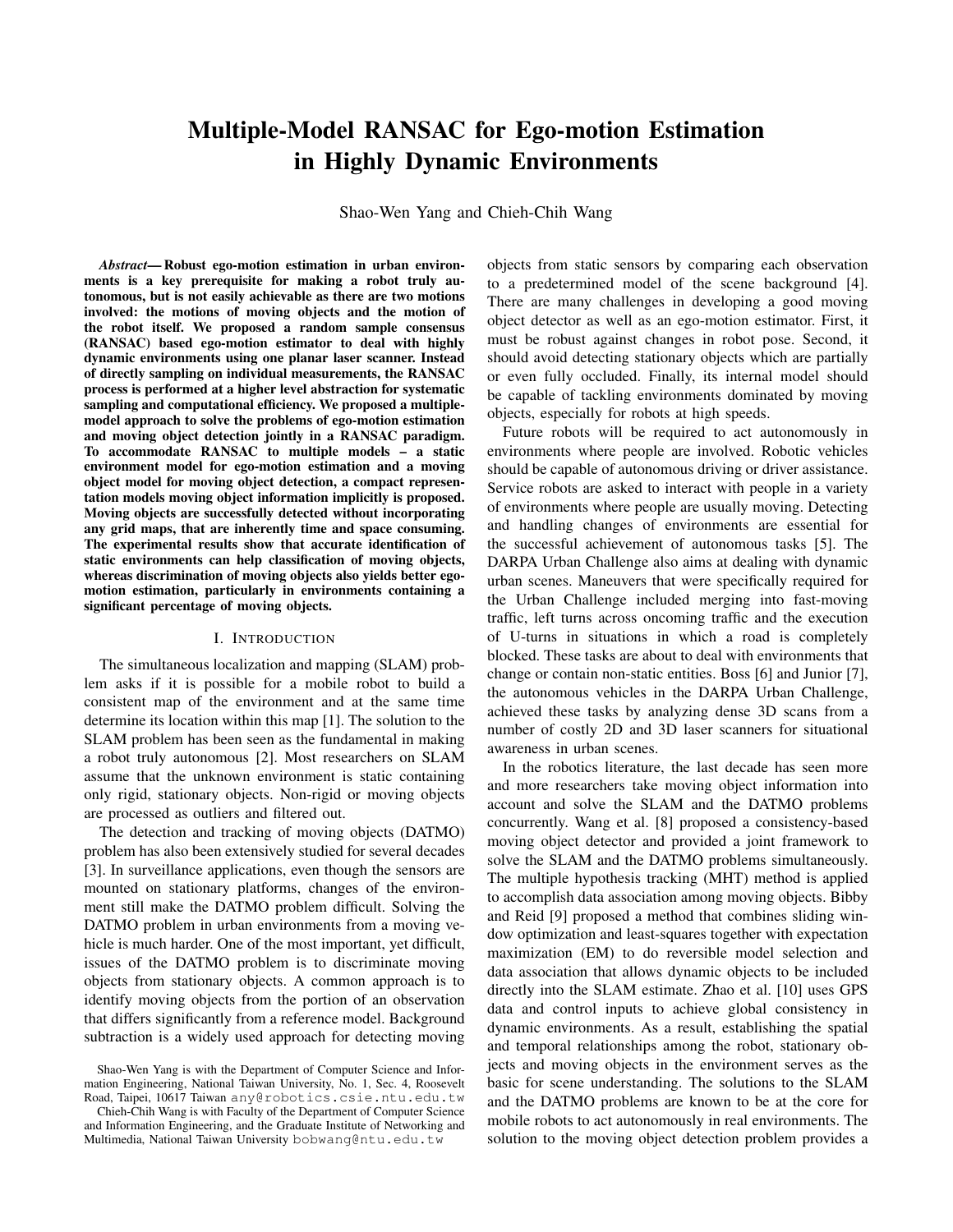# Multiple-Model RANSAC for Ego-motion Estimation in Highly Dynamic Environments

Shao-Wen Yang and Chieh-Chih Wang

***Abstract*— Robust ego-motion estimation in urban environments is a key prerequisite for making a robot truly autonomous, but is not easily achievable as there are two motions involved: the motions of moving objects and the motion of the robot itself. We proposed a random sample consensus (RANSAC) based ego-motion estimator to deal with highly dynamic environments using one planar laser scanner. Instead of directly sampling on individual measurements, the RANSAC process is performed at a higher level abstraction for systematic sampling and computational efficiency. We proposed a multiple-model approach to solve the problems of ego-motion estimation and moving object detection jointly in a RANSAC paradigm. To accommodate RANSAC to multiple models – a static environment model for ego-motion estimation and a moving object model for moving object detection, a compact representation models moving object information implicitly is proposed. Moving objects are successfully detected without incorporating any grid maps, that are inherently time and space consuming. The experimental results show that accurate identification of static environments can help classification of moving objects, whereas discrimination of moving objects also yields better ego-motion estimation, particularly in environments containing a significant percentage of moving objects.**

## I. Introduction

The simultaneous localization and mapping (SLAM) problem asks if it is possible for a mobile robot to build a consistent map of the environment and at the same time determine its location within this map [1]. The solution to the SLAM problem has been seen as the fundamental in making a robot truly autonomous [2]. Most researchers on SLAM assume that the unknown environment is static containing only rigid, stationary objects. Non-rigid or moving objects are processed as outliers and filtered out.

The detection and tracking of moving objects (DATMO) problem has also been extensively studied for several decades [3]. In surveillance applications, even though the sensors are mounted on stationary platforms, changes of the environment still make the DATMO problem difficult. Solving the DATMO problem in urban environments from a moving vehicle is much harder. One of the most important, yet difficult, issues of the DATMO problem is to discriminate moving objects from stationary objects. A common approach is to identify moving objects from the portion of an observation that differs significantly from a reference model. Background subtraction is a widely used approach for detecting moving objects from static sensors by comparing each observation to a predetermined model of the scene background [4]. There are many challenges in developing a good moving object detector as well as an ego-motion estimator. First, it must be robust against changes in robot pose. Second, it should avoid detecting stationary objects which are partially or even fully occluded. Finally, its internal model should be capable of tackling environments dominated by moving objects, especially for robots at high speeds.

Future robots will be required to act autonomously in environments where people are involved. Robotic vehicles should be capable of autonomous driving or driver assistance. Service robots are asked to interact with people in a variety of environments where people are usually moving. Detecting and handling changes of environments are essential for the successful achievement of autonomous tasks [5]. The DARPA Urban Challenge also aims at dealing with dynamic urban scenes. Maneuvers that were specifically required for the Urban Challenge included merging into fast-moving traffic, left turns across oncoming traffic and the execution of U-turns in situations in which a road is completely blocked. These tasks are about to deal with environments that change or contain non-static entities. Boss [6] and Junior [7], the autonomous vehicles in the DARPA Urban Challenge, achieved these tasks by analyzing dense 3D scans from a number of costly 2D and 3D laser scanners for situational awareness in urban scenes.

In the robotics literature, the last decade has seen more and more researchers take moving object information into account and solve the SLAM and the DATMO problems concurrently. Wang et al. [8] proposed a consistency-based moving object detector and provided a joint framework to solve the SLAM and the DATMO problems simultaneously. The multiple hypothesis tracking (MHT) method is applied to accomplish data association among moving objects. Bibby and Reid [9] proposed a method that combines sliding window optimization and least-squares together with expectation maximization (EM) to do reversible model selection and data association that allows dynamic objects to be included directly into the SLAM estimate. Zhao et al. [10] uses GPS data and control inputs to achieve global consistency in dynamic environments. As a result, establishing the spatial and temporal relationships among the robot, stationary objects and moving objects in the environment serves as the basic for scene understanding. The solutions to the SLAM and the DATMO problems are known to be at the core for mobile robots to act autonomously in real environments. The solution to the moving object detection problem provides a

Shao-Wen Yang is with the Department of Computer Science and Information Engineering, National Taiwan University, No. 1, Sec. 4, Roosevelt Road, Taipei, 10617 Taiwan any@robotics.csie.ntu.edu.tw

Chieh-Chih Wang is with Faculty of the Department of Computer Science and Information Engineering, and the Graduate Institute of Networking and Multimedia, National Taiwan University bobwang@ntu.edu.tw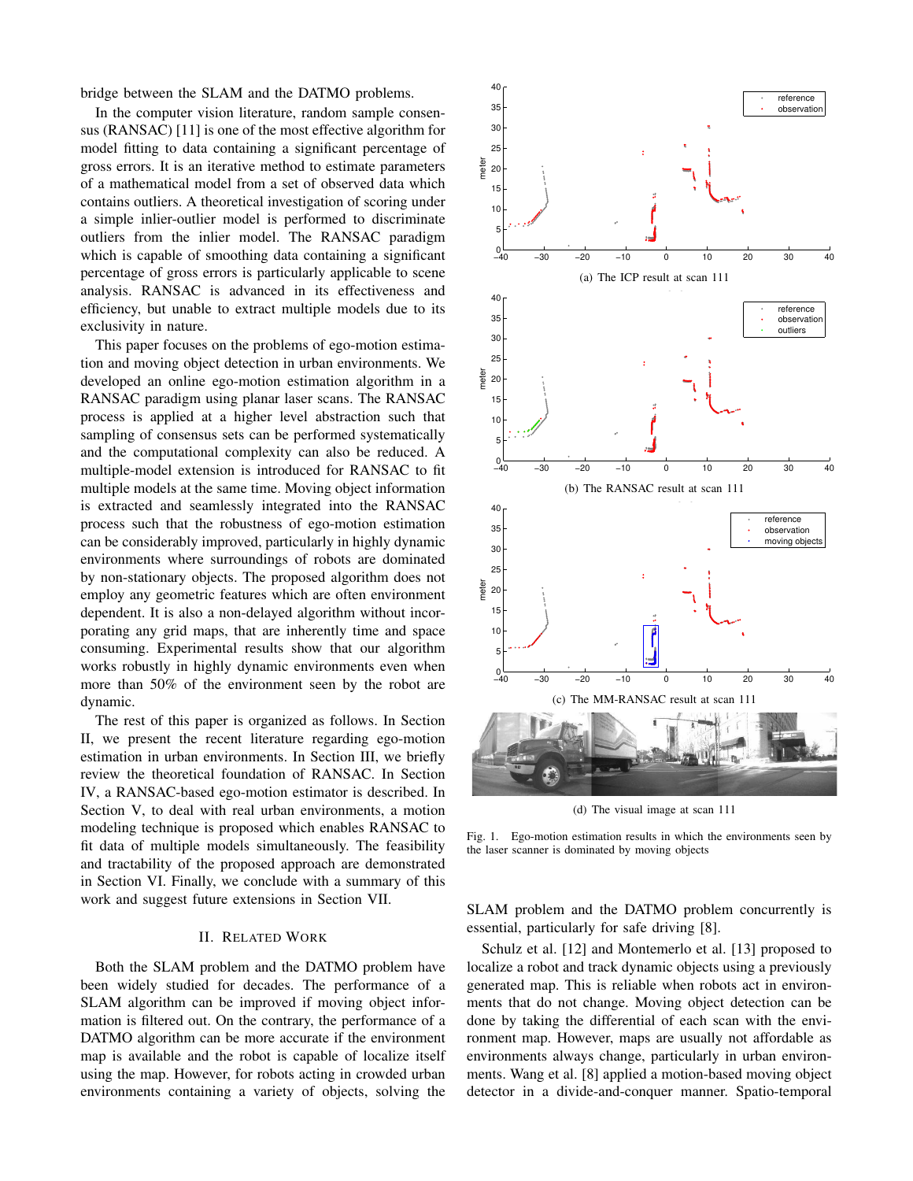bridge between the SLAM and the DATMO problems.

In the computer vision literature, random sample consensus (RANSAC) [11] is one of the most effective algorithm for model fitting to data containing a significant percentage of gross errors. It is an iterative method to estimate parameters of a mathematical model from a set of observed data which contains outliers. A theoretical investigation of scoring under a simple inlier-outlier model is performed to discriminate outliers from the inlier model. The RANSAC paradigm which is capable of smoothing data containing a significant percentage of gross errors is particularly applicable to scene analysis. RANSAC is advanced in its effectiveness and efficiency, but unable to extract multiple models due to its exclusivity in nature.

This paper focuses on the problems of ego-motion estimation and moving object detection in urban environments. We developed an online ego-motion estimation algorithm in a RANSAC paradigm using planar laser scans. The RANSAC process is applied at a higher level abstraction such that sampling of consensus sets can be performed systematically and the computational complexity can also be reduced. A multiple-model extension is introduced for RANSAC to fit multiple models at the same time. Moving object information is extracted and seamlessly integrated into the RANSAC process such that the robustness of ego-motion estimation can be considerably improved, particularly in highly dynamic environments where surroundings of robots are dominated by non-stationary objects. The proposed algorithm does not employ any geometric features which are often environment dependent. It is also a non-delayed algorithm without incorporating any grid maps, that are inherently time and space consuming. Experimental results show that our algorithm works robustly in highly dynamic environments even when more than 50% of the environment seen by the robot are dynamic.

The rest of this paper is organized as follows. In Section II, we present the recent literature regarding ego-motion estimation in urban environments. In Section III, we briefly review the theoretical foundation of RANSAC. In Section IV, a RANSAC-based ego-motion estimator is described. In Section V, to deal with real urban environments, a motion modeling technique is proposed which enables RANSAC to fit data of multiple models simultaneously. The feasibility and tractability of the proposed approach are demonstrated in Section VI. Finally, we conclude with a summary of this work and suggest future extensions in Section VII.

(a) The ICP result at scan 111

(b) The RANSAC result at scan 111

(c) The MM-RANSAC result at scan 111

(d) The visual image at scan 111

Fig. 1. Ego-motion estimation results in which the environments seen by the laser scanner is dominated by moving objects

## II. Related Work

Both the SLAM problem and the DATMO problem have been widely studied for decades. The performance of a SLAM algorithm can be improved if moving object information is filtered out. On the contrary, the performance of a DATMO algorithm can be more accurate if the environment map is available and the robot is capable of localize itself using the map. However, for robots acting in crowded urban environments containing a variety of objects, solving the SLAM problem and the DATMO problem concurrently is essential, particularly for safe driving [8].

Schulz et al. [12] and Montemerlo et al. [13] proposed to localize a robot and track dynamic objects using a previously generated map. This is reliable when robots act in environments that do not change. Moving object detection can be done by taking the differential of each scan with the environment map. However, maps are usually not affordable as environments always change, particularly in urban environments. Wang et al. [8] applied a motion-based moving object detector in a divide-and-conquer manner. Spatio-temporal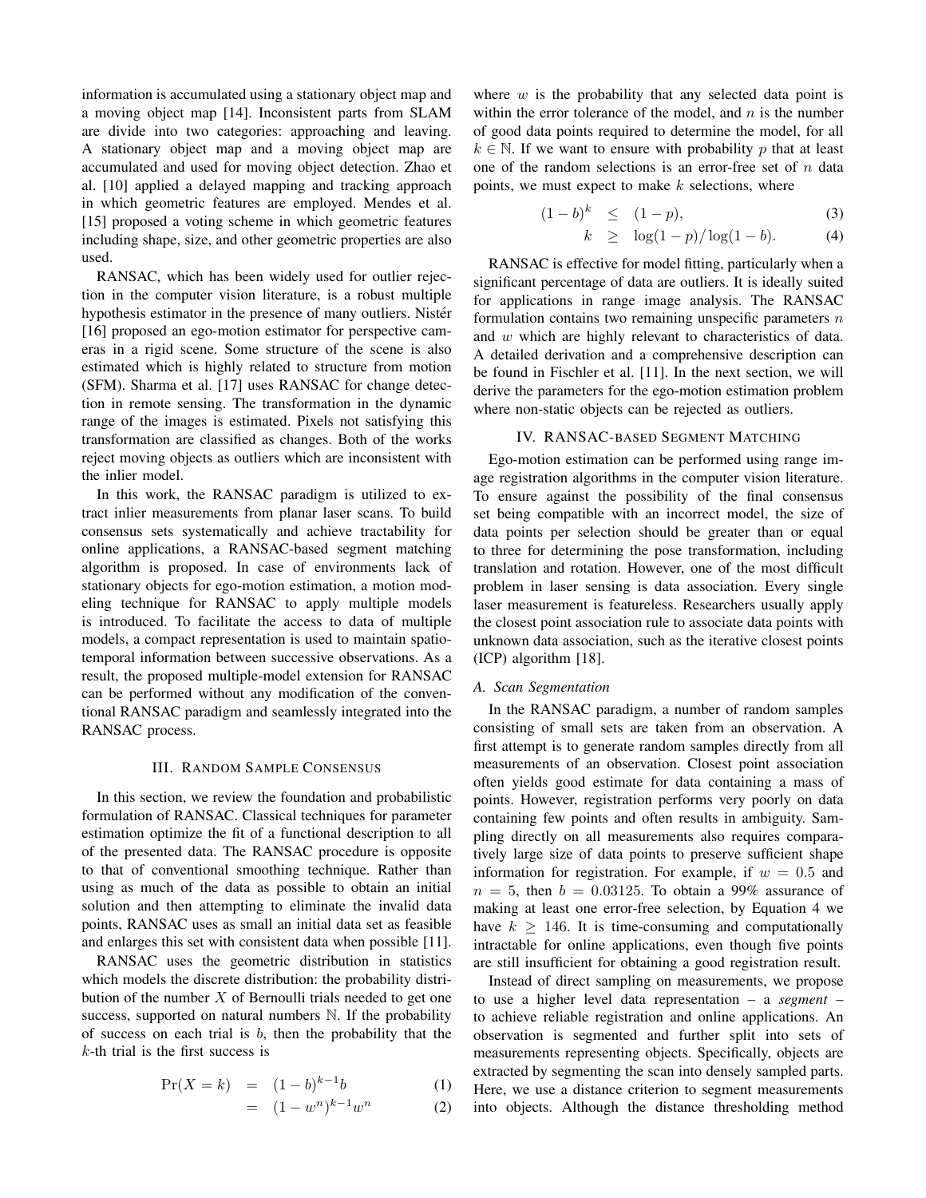information is accumulated using a stationary object map and a moving object map [14]. Inconsistent parts from SLAM are divide into two categories: approaching and leaving. A stationary object map and a moving object map are accumulated and used for moving object detection. Zhao et al. [10] applied a delayed mapping and tracking approach in which geometric features are employed. Mendes et al. [15] proposed a voting scheme in which geometric features including shape, size, and other geometric properties are also used.

RANSAC, which has been widely used for outlier rejection in the computer vision literature, is a robust multiple hypothesis estimator in the presence of many outliers. Nistér [16] proposed an ego-motion estimator for perspective cameras in a rigid scene. Some structure of the scene is also estimated which is highly related to structure from motion (SFM). Sharma et al. [17] uses RANSAC for change detection in remote sensing. The transformation in the dynamic range of the images is estimated. Pixels not satisfying this transformation are classified as changes. Both of the works reject moving objects as outliers which are inconsistent with the inlier model.

In this work, the RANSAC paradigm is utilized to extract inlier measurements from planar laser scans. To build consensus sets systematically and achieve tractability for online applications, a RANSAC-based segment matching algorithm is proposed. In case of environments lack of stationary objects for ego-motion estimation, a motion modeling technique for RANSAC to apply multiple models is introduced. To facilitate the access to data of multiple models, a compact representation is used to maintain spatio-temporal information between successive observations. As a result, the proposed multiple-model extension for RANSAC can be performed without any modification of the conventional RANSAC paradigm and seamlessly integrated into the RANSAC process.

## III. Random Sample Consensus

In this section, we review the foundation and probabilistic formulation of RANSAC. Classical techniques for parameter estimation optimize the fit of a functional description to all of the presented data. The RANSAC procedure is opposite to that of conventional smoothing technique. Rather than using as much of the data as possible to obtain an initial solution and then attempting to eliminate the invalid data points, RANSAC uses as small an initial data set as feasible and enlarges this set with consistent data when possible [11].

RANSAC uses the geometric distribution in statistics which models the discrete distribution: the probability distribution of the number $X$ of Bernoulli trials needed to get one success, supported on natural numbers $\mathbb{N}$. If the probability of success on each trial is $b$, then the probability that the $k$-th trial is the first success is

$$\Pr(X = k) = (1-b)^{k-1} b \tag{1}$$

$$= (1-w^n)^{k-1} w^n \tag{2}$$

where $w$ is the probability that any selected data point is within the error tolerance of the model, and $n$ is the number of good data points required to determine the model, for all $k \in \mathbb{N}$. If we want to ensure with probability $p$ that at least one of the random selections is an error-free set of $n$ data points, we must expect to make $k$ selections, where

$$(1-b)^k \leq (1-p), \tag{3}$$

$$k \geq \log(1-p)/\log(1-b). \tag{4}$$

RANSAC is effective for model fitting, particularly when a significant percentage of data are outliers. It is ideally suited for applications in range image analysis. The RANSAC formulation contains two remaining unspecific parameters $n$ and $w$ which are highly relevant to characteristics of data. A detailed derivation and a comprehensive description can be found in Fischler et al. [11]. In the next section, we will derive the parameters for the ego-motion estimation problem where non-static objects can be rejected as outliers.

## IV. RANSAC-based Segment Matching

Ego-motion estimation can be performed using range image registration algorithms in the computer vision literature. To ensure against the possibility of the final consensus set being compatible with an incorrect model, the size of data points per selection should be greater than or equal to three for determining the pose transformation, including translation and rotation. However, one of the most difficult problem in laser sensing is data association. Every single laser measurement is featureless. Researchers usually apply the closest point association rule to associate data points with unknown data association, such as the iterative closest points (ICP) algorithm [18].

### *A. Scan Segmentation*

In the RANSAC paradigm, a number of random samples consisting of small sets are taken from an observation. A first attempt is to generate random samples directly from all measurements of an observation. Closest point association often yields good estimate for data containing a mass of points. However, registration performs very poorly on data containing few points and often results in ambiguity. Sampling directly on all measurements also requires comparatively large size of data points to preserve sufficient shape information for registration. For example, if $w = 0.5$ and $n = 5$, then $b = 0.03125$. To obtain a 99% assurance of making at least one error-free selection, by Equation 4 we have $k \geq 146$. It is time-consuming and computationally intractable for online applications, even though five points are still insufficient for obtaining a good registration result.

Instead of direct sampling on measurements, we propose to use a higher level data representation – a *segment* – to achieve reliable registration and online applications. An observation is segmented and further split into sets of measurements representing objects. Specifically, objects are extracted by segmenting the scan into densely sampled parts. Here, we use a distance criterion to segment measurements into objects. Although the distance thresholding method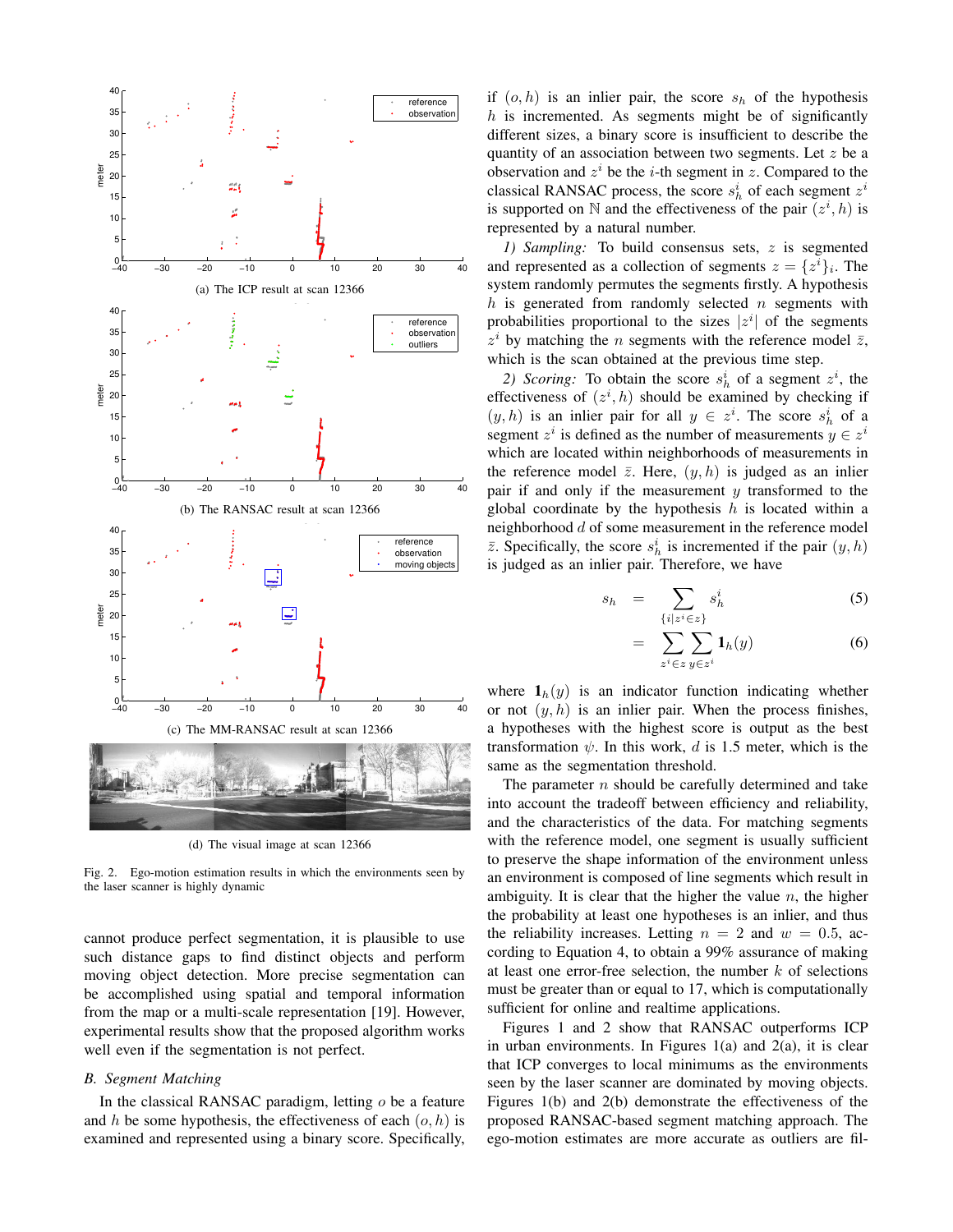(a) The ICP result at scan 12366

(b) The RANSAC result at scan 12366

(c) The MM-RANSAC result at scan 12366

(d) The visual image at scan 12366

Fig. 2. Ego-motion estimation results in which the environments seen by the laser scanner is highly dynamic

cannot produce perfect segmentation, it is plausible to use such distance gaps to find distinct objects and perform moving object detection. More precise segmentation can be accomplished using spatial and temporal information from the map or a multi-scale representation [19]. However, experimental results show that the proposed algorithm works well even if the segmentation is not perfect.

### B. Segment Matching

In the classical RANSAC paradigm, letting $o$ be a feature and $h$ be some hypothesis, the effectiveness of each $(o, h)$ is examined and represented using a binary score. Specifically, if $(o, h)$ is an inlier pair, the score $s_h$ of the hypothesis $h$ is incremented. As segments might be of significantly different sizes, a binary score is insufficient to describe the quantity of an association between two segments. Let $z$ be an observation and $z^i$ be the $i$-th segment in $z$. Compared to the classical RANSAC process, the score $s_h^i$ of each segment $z^i$ is supported on $\mathbb{N}$ and the effectiveness of the pair $(z^i, h)$ is represented by a natural number.

*1) Sampling:* To build consensus sets, $z$ is segmented and represented as a collection of segments $z = \{z^i\}_i$. The system randomly permutes the segments firstly. A hypothesis $h$ is generated from randomly selected $n$ segments with probabilities proportional to the sizes $|z^i|$ of the segments $z^i$ by matching the $n$ segments with the reference model $\bar{z}$, which is the scan obtained at the previous time step.

*2) Scoring:* To obtain the score $s_h^i$ of a segment $z^i$, the effectiveness of $(z^i, h)$ should be examined by checking if $(y, h)$ is an inlier pair for all $y \in z^i$. The score $s_h^i$ of a segment $z^i$ is defined as the number of measurements $y \in z^i$ which are located within neighborhoods of measurements in the reference model $\bar{z}$. Here, $(y, h)$ is judged as an inlier pair if and only if the measurement $y$ transformed to the global coordinate by the hypothesis $h$ is located within a neighborhood $d$ of some measurement in the reference model $\bar{z}$. Specifically, the score $s_h^i$ is incremented if the pair $(y, h)$ is judged as an inlier pair. Therefore, we have

$$s_h = \sum_{\{i|z^i \in z\}} s_h^i \tag{5}$$

$$= \sum_{z^i \in z} \sum_{y \in z^i} \mathbf{1}_h(y) \tag{6}$$

where $\mathbf{1}_h(y)$ is an indicator function indicating whether or not $(y, h)$ is an inlier pair. When the process finishes, a hypotheses with the highest score is output as the best transformation $\psi$. In this work, $d$ is 1.5 meter, which is the same as the segmentation threshold.

The parameter $n$ should be carefully determined and take into account the tradeoff between efficiency and reliability, and the characteristics of the data. For matching segments with the reference model, one segment is usually sufficient to preserve the shape information of the environment unless an environment is composed of line segments which result in ambiguity. It is clear that the higher the value $n$, the higher the probability at least one hypotheses is an inlier, and thus the reliability increases. Letting $n = 2$ and $w = 0.5$, according to Equation 4, to obtain a 99% assurance of making at least one error-free selection, the number $k$ of selections must be greater than or equal to 17, which is computationally sufficient for online and realtime applications.

Figures 1 and 2 show that RANSAC outperforms ICP in urban environments. In Figures 1(a) and 2(a), it is clear that ICP converges to local minimums as the environments seen by the laser scanner are dominated by moving objects. Figures 1(b) and 2(b) demonstrate the effectiveness of the proposed RANSAC-based segment matching approach. The ego-motion estimates are more accurate as outliers are fil-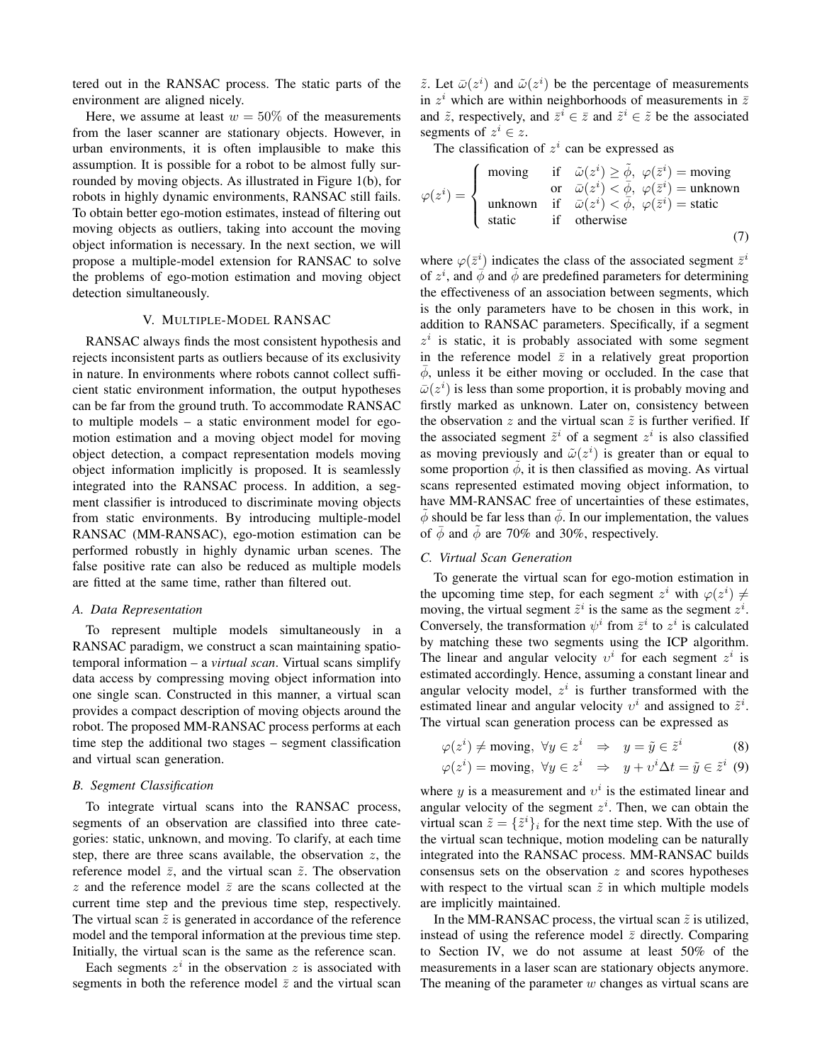tered out in the RANSAC process. The static parts of the environment are aligned nicely.

Here, we assume at least $w = 50\%$ of the measurements from the laser scanner are stationary objects. However, in urban environments, it is often implausible to make this assumption. It is possible for a robot to be almost fully surrounded by moving objects. As illustrated in Figure 1(b), for robots in highly dynamic environments, RANSAC still fails. To obtain better ego-motion estimates, instead of filtering out moving objects as outliers, taking into account the moving object information is necessary. In the next section, we will propose a multiple-model extension for RANSAC to solve the problems of ego-motion estimation and moving object detection simultaneously.

## V. Multiple-Model RANSAC

RANSAC always finds the most consistent hypothesis and rejects inconsistent parts as outliers because of its exclusivity in nature. In environments where robots cannot collect sufficient static environment information, the output hypotheses can be far from the ground truth. To accommodate RANSAC to multiple models – a static environment model for ego-motion estimation and a moving object model for moving object detection, a compact representation models moving object information implicitly is proposed. It is seamlessly integrated into the RANSAC process. In addition, a segment classifier is introduced to discriminate moving objects from static environments. By introducing multiple-model RANSAC (MM-RANSAC), ego-motion estimation can be performed robustly in highly dynamic urban scenes. The false positive rate can also be reduced as multiple models are fitted at the same time, rather than filtered out.

### A. Data Representation

To represent multiple models simultaneously in a RANSAC paradigm, we construct a scan maintaining spatio-temporal information – a *virtual scan*. Virtual scans simplify data access by compressing moving object information into one single scan. Constructed in this manner, a virtual scan provides a compact description of moving objects around the robot. The proposed MM-RANSAC process performs at each time step the additional two stages – segment classification and virtual scan generation.

### B. Segment Classification

To integrate virtual scans into the RANSAC process, segments of an observation are classified into three categories: static, unknown, and moving. To clarify, at each time step, there are three scans available, the observation $z$, the reference model $\bar{z}$, and the virtual scan $\tilde{z}$. The observation $z$ and the reference model $\bar{z}$ are the scans collected at the current time step and the previous time step, respectively. The virtual scan $\tilde{z}$ is generated in accordance of the reference model and the temporal information at the previous time step. Initially, the virtual scan is the same as the reference scan.

Each segments $z^i$ in the observation $z$ is associated with segments in both the reference model $\bar{z}$ and the virtual scan $\tilde{z}$. Let $\bar{\omega}(z^i)$ and $\tilde{\omega}(z^i)$ be the percentage of measurements in $z^i$ which are within neighborhoods of measurements in $\bar{z}$ and $\tilde{z}$, respectively, and $\bar{z}^i \in \bar{z}$ and $\tilde{z}^i \in \tilde{z}$ be the associated segments of $z^i \in z$.

The classification of $z^i$ can be expressed as

$$
\varphi(z^i) = \begin{cases} \text{moving} & \text{if} \quad \tilde{\omega}(z^i) \geq \tilde{\phi},\ \varphi(\tilde{z}^i) = \text{moving} \\ & \text{or} \quad \bar{\omega}(z^i) < \bar{\phi},\ \varphi(\bar{z}^i) = \text{unknown} \\ \text{unknown} & \text{if} \quad \bar{\omega}(z^i) < \bar{\phi},\ \varphi(\bar{z}^i) = \text{static} \\ \text{static} & \text{if} \quad \text{otherwise} \end{cases} \tag{7}
$$

where $\varphi(\bar{z}^i)$ indicates the class of the associated segment $\bar{z}^i$ of $z^i$, and $\bar{\phi}$ and $\tilde{\phi}$ are predefined parameters for determining the effectiveness of an association between segments, which is the only parameters have to be chosen in this work, in addition to RANSAC parameters. Specifically, if a segment $z^i$ is static, it is probably associated with some segment in the reference model $\bar{z}$ in a relatively great proportion $\bar{\phi}$, unless it be either moving or occluded. In the case that $\bar{\omega}(z^i)$ is less than some proportion, it is probably moving and firstly marked as unknown. Later on, consistency between the observation $z$ and the virtual scan $\tilde{z}$ is further verified. If the associated segment $\tilde{z}^i$ of a segment $z^i$ is also classified as moving previously and $\tilde{\omega}(z^i)$ is greater than or equal to some proportion $\tilde{\phi}$, it is then classified as moving. As virtual scans represented estimated moving object information, to have MM-RANSAC free of uncertainties of these estimates, $\tilde{\phi}$ should be far less than $\bar{\phi}$. In our implementation, the values of $\bar{\phi}$ and $\tilde{\phi}$ are 70% and 30%, respectively.

### C. Virtual Scan Generation

To generate the virtual scan for ego-motion estimation in the upcoming time step, for each segment $z^i$ with $\varphi(z^i) \neq$ moving, the virtual segment $\tilde{z}^i$ is the same as the segment $z^i$. Conversely, the transformation $\psi^i$ from $\bar{z}^i$ to $z^i$ is calculated by matching these two segments using the ICP algorithm. The linear and angular velocity $\upsilon^i$ for each segment $z^i$ is estimated accordingly. Hence, assuming a constant linear and angular velocity model, $z^i$ is further transformed with the estimated linear and angular velocity $\upsilon^i$ and assigned to $\tilde{z}^i$. The virtual scan generation process can be expressed as

$$
\varphi(z^i) \neq \text{moving},\ \forall y \in z^i \quad \Rightarrow \quad y = \tilde{y} \in \tilde{z}^i \tag{8}
$$

$$
\varphi(z^i) = \text{moving},\ \forall y \in z^i \quad \Rightarrow \quad y + \upsilon^i \Delta t = \tilde{y} \in \tilde{z}^i \tag{9}
$$

where $y$ is a measurement and $\upsilon^i$ is the estimated linear and angular velocity of the segment $z^i$. Then, we can obtain the virtual scan $\tilde{z} = \{\tilde{z}^i\}_i$ for the next time step. With the use of the virtual scan technique, motion modeling can be naturally integrated into the RANSAC process. MM-RANSAC builds consensus sets on the observation $z$ and scores hypotheses with respect to the virtual scan $\tilde{z}$ in which multiple models are implicitly maintained.

In the MM-RANSAC process, the virtual scan $\tilde{z}$ is utilized, instead of using the reference model $\bar{z}$ directly. Comparing to Section IV, we do not assume at least 50% of the measurements in a laser scan are stationary objects anymore. The meaning of the parameter $w$ changes as virtual scans are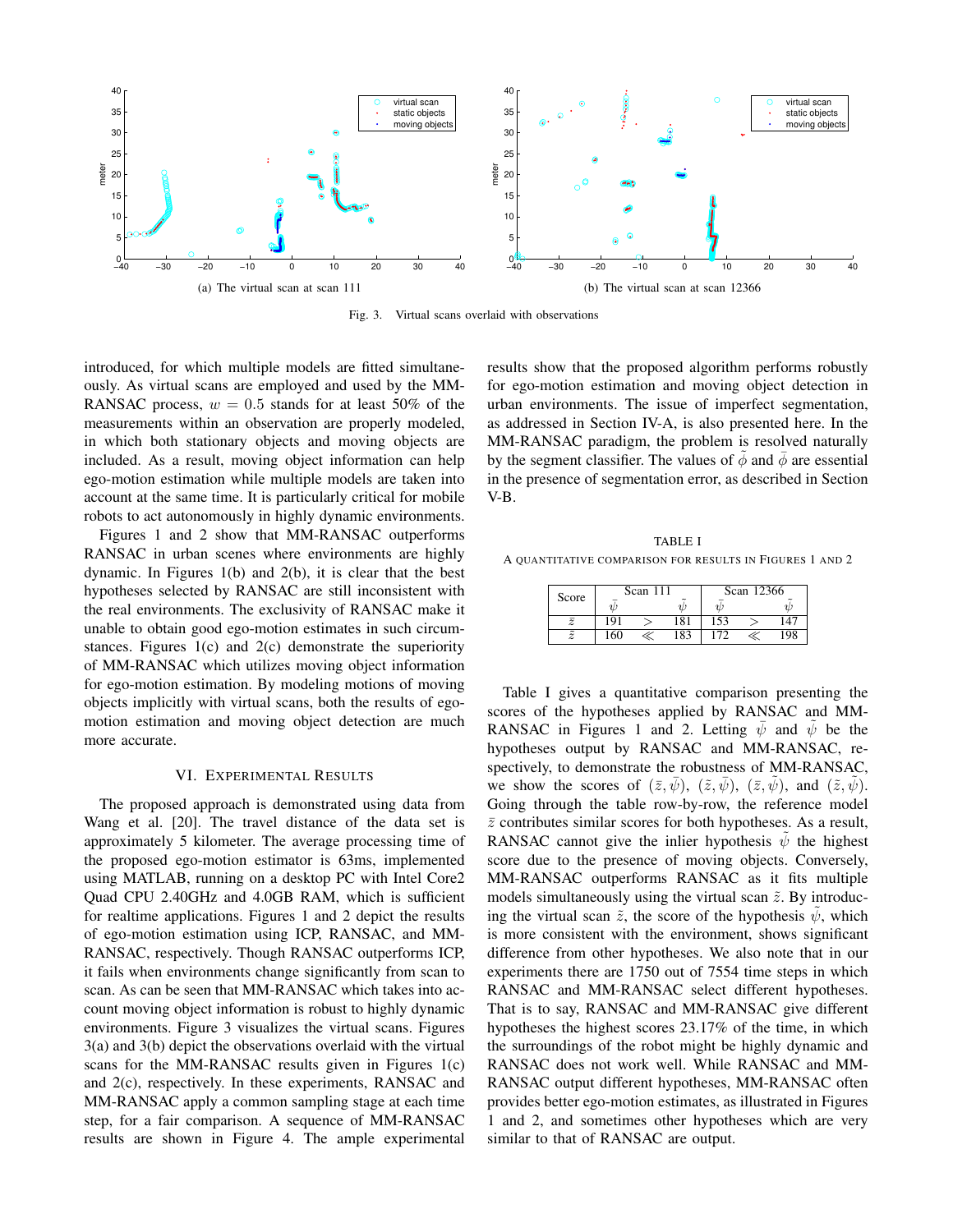(a) The virtual scan at scan 111

(b) The virtual scan at scan 12366

Fig. 3. Virtual scans overlaid with observations

introduced, for which multiple models are fitted simultaneously. As virtual scans are employed and used by the MM-RANSAC process, $w = 0.5$ stands for at least 50% of the measurements within an observation are properly modeled, in which both stationary objects and moving objects are included. As a result, moving object information can help ego-motion estimation while multiple models are taken into account at the same time. It is particularly critical for mobile robots to act autonomously in highly dynamic environments.

Figures 1 and 2 show that MM-RANSAC outperforms RANSAC in urban scenes where environments are highly dynamic. In Figures 1(b) and 2(b), it is clear that the best hypotheses selected by RANSAC are still inconsistent with the real environments. The exclusivity of RANSAC make it unable to obtain good ego-motion estimates in such circumstances. Figures 1(c) and 2(c) demonstrate the superiority of MM-RANSAC which utilizes moving object information for ego-motion estimation. By modeling motions of moving objects implicitly with virtual scans, both the results of ego-motion estimation and moving object detection are much more accurate.

## VI. Experimental Results

The proposed approach is demonstrated using data from Wang et al. [20]. The travel distance of the data set is approximately 5 kilometer. The average processing time of the proposed ego-motion estimator is 63ms, implemented using MATLAB, running on a desktop PC with Intel Core2 Quad CPU 2.40GHz and 4.0GB RAM, which is sufficient for realtime applications. Figures 1 and 2 depict the results of ego-motion estimation using ICP, RANSAC, and MM-RANSAC, respectively. Though RANSAC outperforms ICP, it fails when environments change significantly from scan to scan. As can be seen that MM-RANSAC which takes into account moving object information is robust to highly dynamic environments. Figure 3 visualizes the virtual scans. Figures 3(a) and 3(b) depict the observations overlaid with the virtual scans for the MM-RANSAC results given in Figures 1(c) and 2(c), respectively. In these experiments, RANSAC and MM-RANSAC apply a common sampling stage at each time step, for a fair comparison. A sequence of MM-RANSAC results are shown in Figure 4. The ample experimental results show that the proposed algorithm performs robustly for ego-motion estimation and moving object detection in urban environments. The issue of imperfect segmentation, as addressed in Section IV-A, is also presented here. In the MM-RANSAC paradigm, the problem is resolved naturally by the segment classifier. The values of $\tilde{\phi}$ and $\bar{\phi}$ are essential in the presence of segmentation error, as described in Section V-B.

TABLE I

A quantitative comparison for results in Figures 1 and 2

| Score | Scan 111 | | | Scan 12366 | | |
|---|---|---|---|---|---|---|
| | $\bar{\psi}$ | | $\tilde{\psi}$ | $\bar{\psi}$ | | $\tilde{\psi}$ |
| $\bar{z}$ | 191 | $>$ | 181 | 153 | $>$ | 147 |
| $\tilde{z}$ | 160 | $\ll$ | 183 | 172 | $\ll$ | 198 |

Table I gives a quantitative comparison presenting the scores of the hypotheses applied by RANSAC and MM-RANSAC in Figures 1 and 2. Letting $\bar{\psi}$ and $\tilde{\psi}$ be the hypotheses output by RANSAC and MM-RANSAC, respectively, to demonstrate the robustness of MM-RANSAC, we show the scores of $(\bar{z}, \bar{\psi})$, $(\tilde{z}, \bar{\psi})$, $(\bar{z}, \tilde{\psi})$, and $(\tilde{z}, \tilde{\psi})$. Going through the table row-by-row, the reference model $\bar{z}$ contributes similar scores for both hypotheses. As a result, RANSAC cannot give the inlier hypothesis $\tilde{\psi}$ the highest score due to the presence of moving objects. Conversely, MM-RANSAC outperforms RANSAC as it fits multiple models simultaneously using the virtual scan $\tilde{z}$. By introducing the virtual scan $\tilde{z}$, the score of the hypothesis $\tilde{\psi}$, which is more consistent with the environment, shows significant difference from other hypotheses. We also note that in our experiments there are 1750 out of 7554 time steps in which RANSAC and MM-RANSAC select different hypotheses. That is to say, RANSAC and MM-RANSAC give different hypotheses the highest scores 23.17% of the time, in which the surroundings of the robot might be highly dynamic and RANSAC does not work well. While RANSAC and MM-RANSAC output different hypotheses, MM-RANSAC often provides better ego-motion estimates, as illustrated in Figures 1 and 2, and sometimes other hypotheses which are very similar to that of RANSAC are output.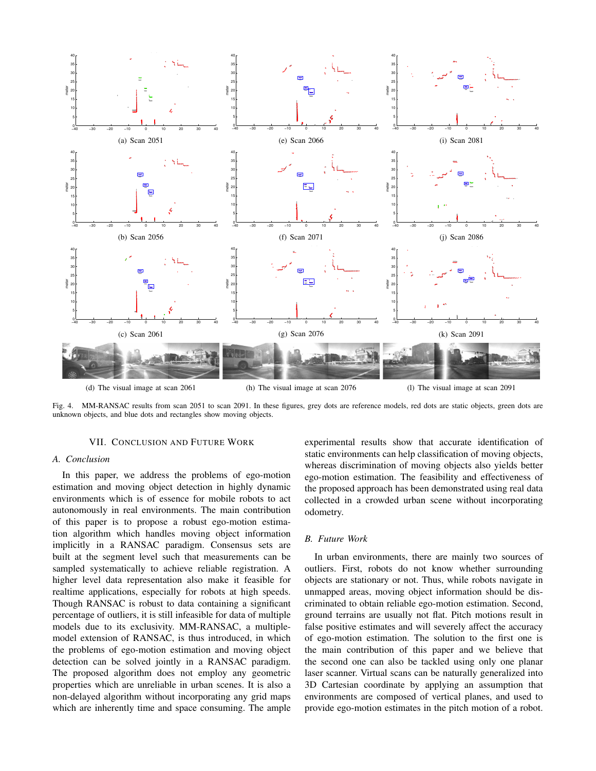(a) Scan 2051

(b) Scan 2056

(c) Scan 2061

(d) The visual image at scan 2061

(e) Scan 2066

(f) Scan 2071

(g) Scan 2076

(h) The visual image at scan 2076

(i) Scan 2081

(j) Scan 2086

(k) Scan 2091

(l) The visual image at scan 2091

Fig. 4. MM-RANSAC results from scan 2051 to scan 2091. In these figures, grey dots are reference models, red dots are static objects, green dots are unknown objects, and blue dots and rectangles show moving objects.

## VII. Conclusion and Future Work

### A. Conclusion

In this paper, we address the problems of ego-motion estimation and moving object detection in highly dynamic environments which is of essence for mobile robots to act autonomously in real environments. The main contribution of this paper is to propose a robust ego-motion estimation algorithm which handles moving object information implicitly in a RANSAC paradigm. Consensus sets are built at the segment level such that measurements can be sampled systematically to achieve reliable registration. A higher level data representation also make it feasible for realtime applications, especially for robots at high speeds. Though RANSAC is robust to data containing a significant percentage of outliers, it is still infeasible for data of multiple models due to its exclusivity. MM-RANSAC, a multiple-model extension of RANSAC, is thus introduced, in which the problems of ego-motion estimation and moving object detection can be solved jointly in a RANSAC paradigm. The proposed algorithm does not employ any geometric properties which are unreliable in urban scenes. It is also a non-delayed algorithm without incorporating any grid maps which are inherently time and space consuming. The ample experimental results show that accurate identification of static environments can help classification of moving objects, whereas discrimination of moving objects also yields better ego-motion estimation. The feasibility and effectiveness of the proposed approach has been demonstrated using real data collected in a crowded urban scene without incorporating odometry.

### B. Future Work

In urban environments, there are mainly two sources of outliers. First, robots do not know whether surrounding objects are stationary or not. Thus, while robots navigate in unmapped areas, moving object information should be discriminated to obtain reliable ego-motion estimation. Second, ground terrains are usually not flat. Pitch motions result in false positive estimates and will severely affect the accuracy of ego-motion estimation. The solution to the first one is the main contribution of this paper and we believe that the second one can also be tackled using only one planar laser scanner. Virtual scans can be naturally generalized into 3D Cartesian coordinate by applying an assumption that environments are composed of vertical planes, and used to provide ego-motion estimates in the pitch motion of a robot.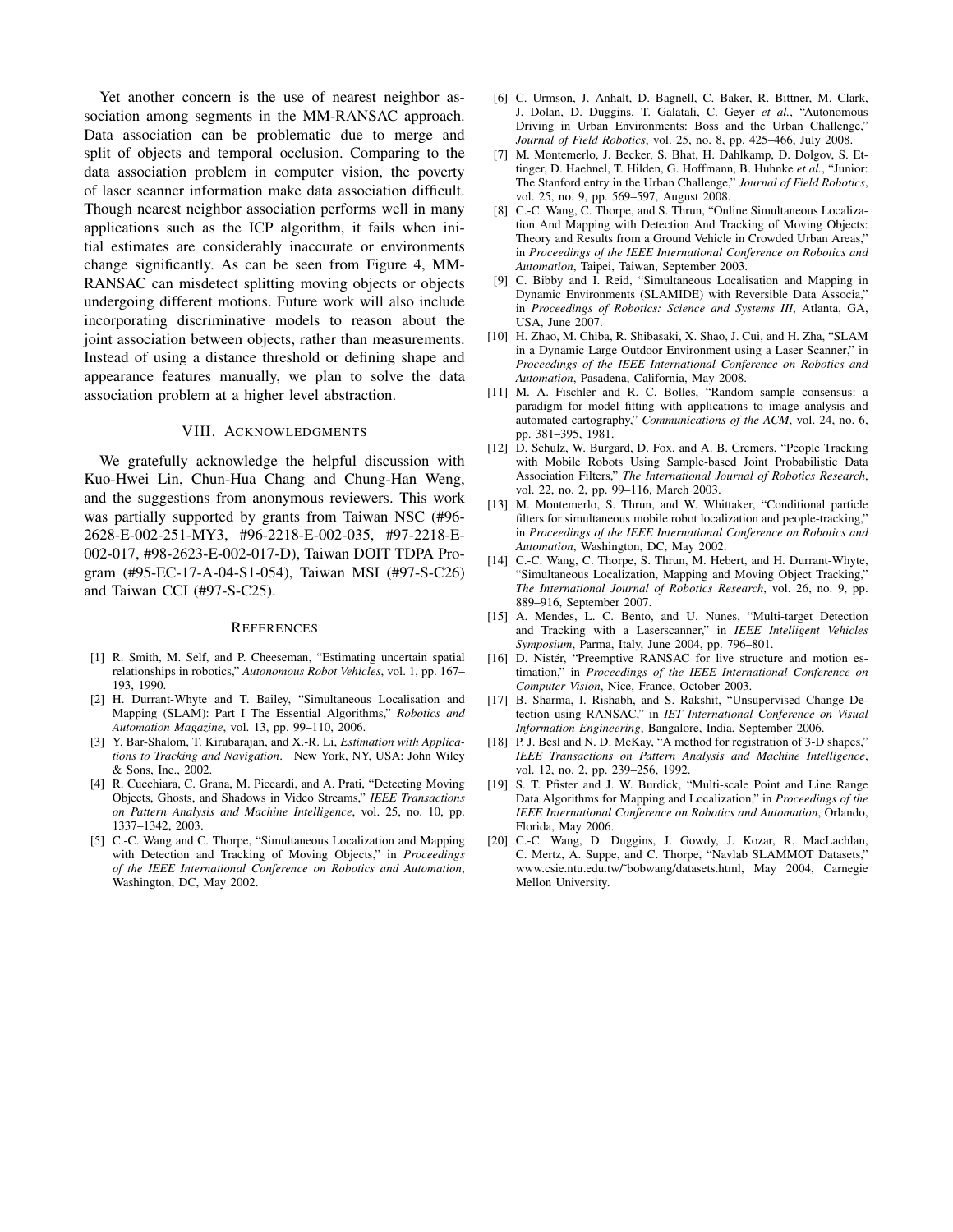Yet another concern is the use of nearest neighbor association among segments in the MM-RANSAC approach. Data association can be problematic due to merge and split of objects and temporal occlusion. Comparing to the data association problem in computer vision, the poverty of laser scanner information make data association difficult. Though nearest neighbor association performs well in many applications such as the ICP algorithm, it fails when initial estimates are considerably inaccurate or environments change significantly. As can be seen from Figure 4, MM-RANSAC can misdetect splitting moving objects or objects undergoing different motions. Future work will also include incorporating discriminative models to reason about the joint association between objects, rather than measurements. Instead of using a distance threshold or defining shape and appearance features manually, we plan to solve the data association problem at a higher level abstraction.

## VIII. ACKNOWLEDGMENTS

We gratefully acknowledge the helpful discussion with Kuo-Hwei Lin, Chun-Hua Chang and Chung-Han Weng, and the suggestions from anonymous reviewers. This work was partially supported by grants from Taiwan NSC (#96-2628-E-002-251-MY3, #96-2218-E-002-035, #97-2218-E-002-017, #98-2623-E-002-017-D), Taiwan DOIT TDPA Program (#95-EC-17-A-04-S1-054), Taiwan MSI (#97-S-C26) and Taiwan CCI (#97-S-C25).

## REFERENCES

[1] R. Smith, M. Self, and P. Cheeseman, "Estimating uncertain spatial relationships in robotics," *Autonomous Robot Vehicles*, vol. 1, pp. 167–193, 1990.

[2] H. Durrant-Whyte and T. Bailey, "Simultaneous Localisation and Mapping (SLAM): Part I The Essential Algorithms," *Robotics and Automation Magazine*, vol. 13, pp. 99–110, 2006.

[3] Y. Bar-Shalom, T. Kirubarajan, and X.-R. Li, *Estimation with Applications to Tracking and Navigation*. New York, NY, USA: John Wiley & Sons, Inc., 2002.

[4] R. Cucchiara, C. Grana, M. Piccardi, and A. Prati, "Detecting Moving Objects, Ghosts, and Shadows in Video Streams," *IEEE Transactions on Pattern Analysis and Machine Intelligence*, vol. 25, no. 10, pp. 1337–1342, 2003.

[5] C.-C. Wang and C. Thorpe, "Simultaneous Localization and Mapping with Detection and Tracking of Moving Objects," in *Proceedings of the IEEE International Conference on Robotics and Automation*, Washington, DC, May 2002.

[6] C. Urmson, J. Anhalt, D. Bagnell, C. Baker, R. Bittner, M. Clark, J. Dolan, D. Duggins, T. Galatali, C. Geyer *et al.*, "Autonomous Driving in Urban Environments: Boss and the Urban Challenge," *Journal of Field Robotics*, vol. 25, no. 8, pp. 425–466, July 2008.

[7] M. Montemerlo, J. Becker, S. Bhat, H. Dahlkamp, D. Dolgov, S. Ettinger, D. Haehnel, T. Hilden, G. Hoffmann, B. Huhnke *et al.*, "Junior: The Stanford entry in the Urban Challenge," *Journal of Field Robotics*, vol. 25, no. 9, pp. 569–597, August 2008.

[8] C.-C. Wang, C. Thorpe, and S. Thrun, "Online Simultaneous Localization And Mapping with Detection And Tracking of Moving Objects: Theory and Results from a Ground Vehicle in Crowded Urban Areas," in *Proceedings of the IEEE International Conference on Robotics and Automation*, Taipei, Taiwan, September 2003.

[9] C. Bibby and I. Reid, "Simultaneous Localisation and Mapping in Dynamic Environments (SLAMIDE) with Reversible Data Associa," in *Proceedings of Robotics: Science and Systems III*, Atlanta, GA, USA, June 2007.

[10] H. Zhao, M. Chiba, R. Shibasaki, X. Shao, J. Cui, and H. Zha, "SLAM in a Dynamic Large Outdoor Environment using a Laser Scanner," in *Proceedings of the IEEE International Conference on Robotics and Automation*, Pasadena, California, May 2008.

[11] M. A. Fischler and R. C. Bolles, "Random sample consensus: a paradigm for model fitting with applications to image analysis and automated cartography," *Communications of the ACM*, vol. 24, no. 6, pp. 381–395, 1981.

[12] D. Schulz, W. Burgard, D. Fox, and A. B. Cremers, "People Tracking with Mobile Robots Using Sample-based Joint Probabilistic Data Association Filters," *The International Journal of Robotics Research*, vol. 22, no. 2, pp. 99–116, March 2003.

[13] M. Montemerlo, S. Thrun, and W. Whittaker, "Conditional particle filters for simultaneous mobile robot localization and people-tracking," in *Proceedings of the IEEE International Conference on Robotics and Automation*, Washington, DC, May 2002.

[14] C.-C. Wang, C. Thorpe, S. Thrun, M. Hebert, and H. Durrant-Whyte, "Simultaneous Localization, Mapping and Moving Object Tracking," *The International Journal of Robotics Research*, vol. 26, no. 9, pp. 889–916, September 2007.

[15] A. Mendes, L. C. Bento, and U. Nunes, "Multi-target Detection and Tracking with a Laserscanner," in *IEEE Intelligent Vehicles Symposium*, Parma, Italy, June 2004, pp. 796–801.

[16] D. Nistér, "Preemptive RANSAC for live structure and motion estimation," in *Proceedings of the IEEE International Conference on Computer Vision*, Nice, France, October 2003.

[17] B. Sharma, I. Rishabh, and S. Rakshit, "Unsupervised Change Detection using RANSAC," in *IET International Conference on Visual Information Engineering*, Bangalore, India, September 2006.

[18] P. J. Besl and N. D. McKay, "A method for registration of 3-D shapes," *IEEE Transactions on Pattern Analysis and Machine Intelligence*, vol. 12, no. 2, pp. 239–256, 1992.

[19] S. T. Pfister and J. W. Burdick, "Multi-scale Point and Line Range Data Algorithms for Mapping and Localization," in *Proceedings of the IEEE International Conference on Robotics and Automation*, Orlando, Florida, May 2006.

[20] C.-C. Wang, D. Duggins, J. Gowdy, J. Kozar, R. MacLachlan, C. Mertz, A. Suppe, and C. Thorpe, "Navlab SLAMMOT Datasets," www.csie.ntu.edu.tw/˜bobwang/datasets.html, May 2004, Carnegie Mellon University.